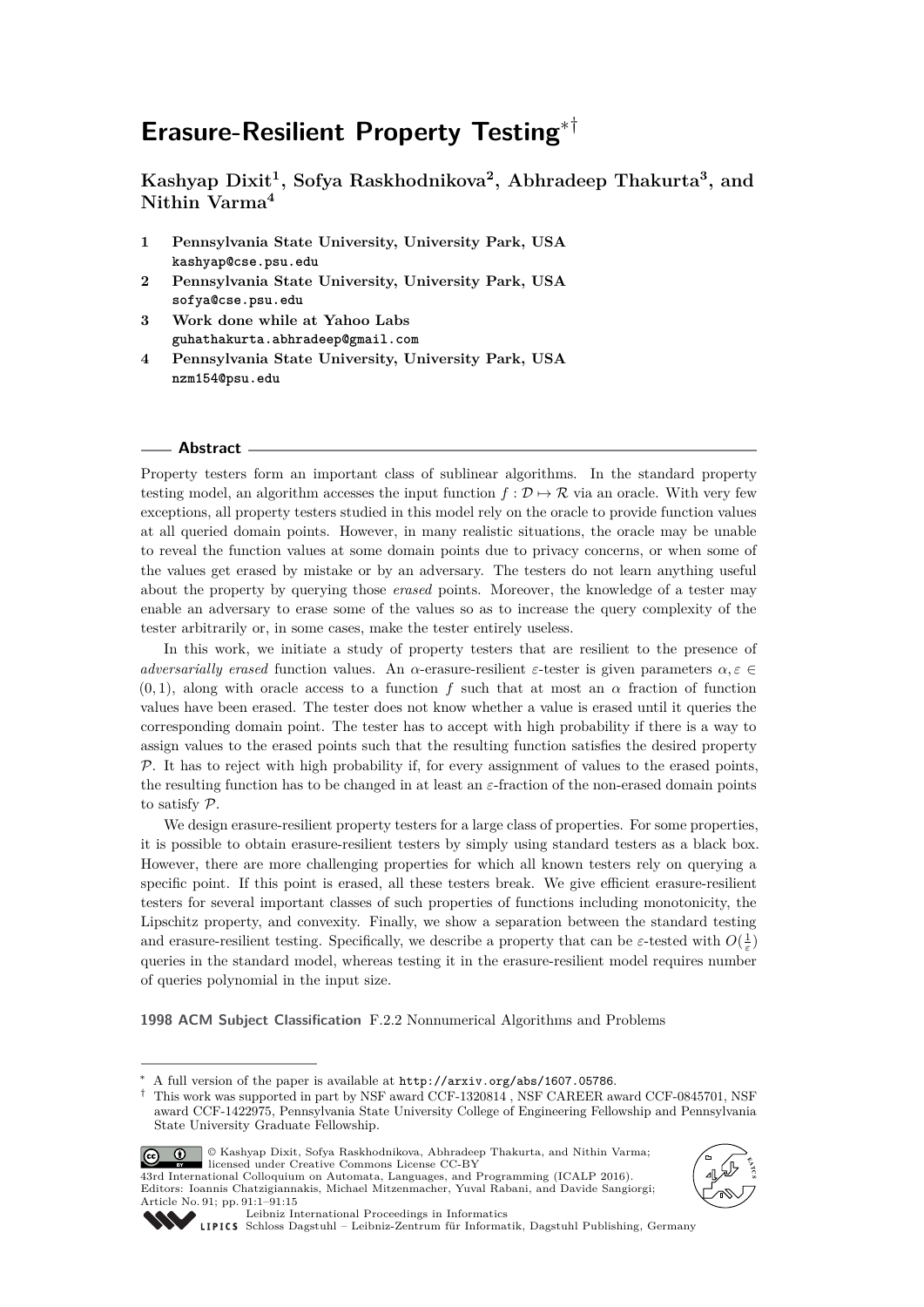# Erasure-Resilient Property Testing[*†]

**Kashyap Dixit[1], Sofya Raskhodnikova[2], Abhradeep Thakurta[3], and Nithin Varma[4]**

1. **Pennsylvania State University, University Park, USA**
   kashyap@cse.psu.edu
2. **Pennsylvania State University, University Park, USA**
   sofya@cse.psu.edu
3. **Work done while at Yahoo Labs**
   guhathakurta.abhradeep@gmail.com
4. **Pennsylvania State University, University Park, USA**
   nzm154@psu.edu

## Abstract

Property testers form an important class of sublinear algorithms. In the standard property testing model, an algorithm accesses the input function $f : \mathcal{D} \mapsto \mathcal{R}$ via an oracle. With very few exceptions, all property testers studied in this model rely on the oracle to provide function values at all queried domain points. However, in many realistic situations, the oracle may be unable to reveal the function values at some domain points due to privacy concerns, or when some of the values get erased by mistake or by an adversary. The testers do not learn anything useful about the property by querying those *erased* points. Moreover, the knowledge of a tester may enable an adversary to erase some of the values so as to increase the query complexity of the tester arbitrarily or, in some cases, make the tester entirely useless.

In this work, we initiate a study of property testers that are resilient to the presence of *adversarially erased* function values. An $\alpha$-erasure-resilient $\varepsilon$-tester is given parameters $\alpha, \varepsilon \in (0, 1)$, along with oracle access to a function $f$ such that at most an $\alpha$ fraction of function values have been erased. The tester does not know whether a value is erased until it queries the corresponding domain point. The tester has to accept with high probability if there is a way to assign values to the erased points such that the resulting function satisfies the desired property $\mathcal{P}$. It has to reject with high probability if, for every assignment of values to the erased points, the resulting function has to be changed in at least an $\varepsilon$-fraction of the non-erased domain points to satisfy $\mathcal{P}$.

We design erasure-resilient property testers for a large class of properties. For some properties, it is possible to obtain erasure-resilient testers by simply using standard testers as a black box. However, there are more challenging properties for which all known testers rely on querying a specific point. If this point is erased, all these testers break. We give efficient erasure-resilient testers for several important classes of such properties of functions including monotonicity, the Lipschitz property, and convexity. Finally, we show a separation between the standard testing and erasure-resilient testing. Specifically, we describe a property that can be $\varepsilon$-tested with $O(\frac{1}{\varepsilon})$ queries in the standard model, whereas testing it in the erasure-resilient model requires number of queries polynomial in the input size.

**1998 ACM Subject Classification** F.2.2 Nonnumerical Algorithms and Problems

---

[*] A full version of the paper is available at http://arxiv.org/abs/1607.05786.

[†] This work was supported in part by NSF award CCF-1320814 , NSF CAREER award CCF-0845701, NSF award CCF-1422975, Pennsylvania State University College of Engineering Fellowship and Pennsylvania State University Graduate Fellowship.

© Kashyap Dixit, Sofya Raskhodnikova, Abhradeep Thakurta, and Nithin Varma; licensed under Creative Commons License CC-BY
43rd International Colloquium on Automata, Languages, and Programming (ICALP 2016).
Editors: Ioannis Chatzigiannakis, Michael Mitzenmacher, Yuval Rabani, and Davide Sangiorgi; Article No. 91; pp. 91:1–91:15
Leibniz International Proceedings in Informatics
Schloss Dagstuhl – Leibniz-Zentrum für Informatik, Dagstuhl Publishing, Germany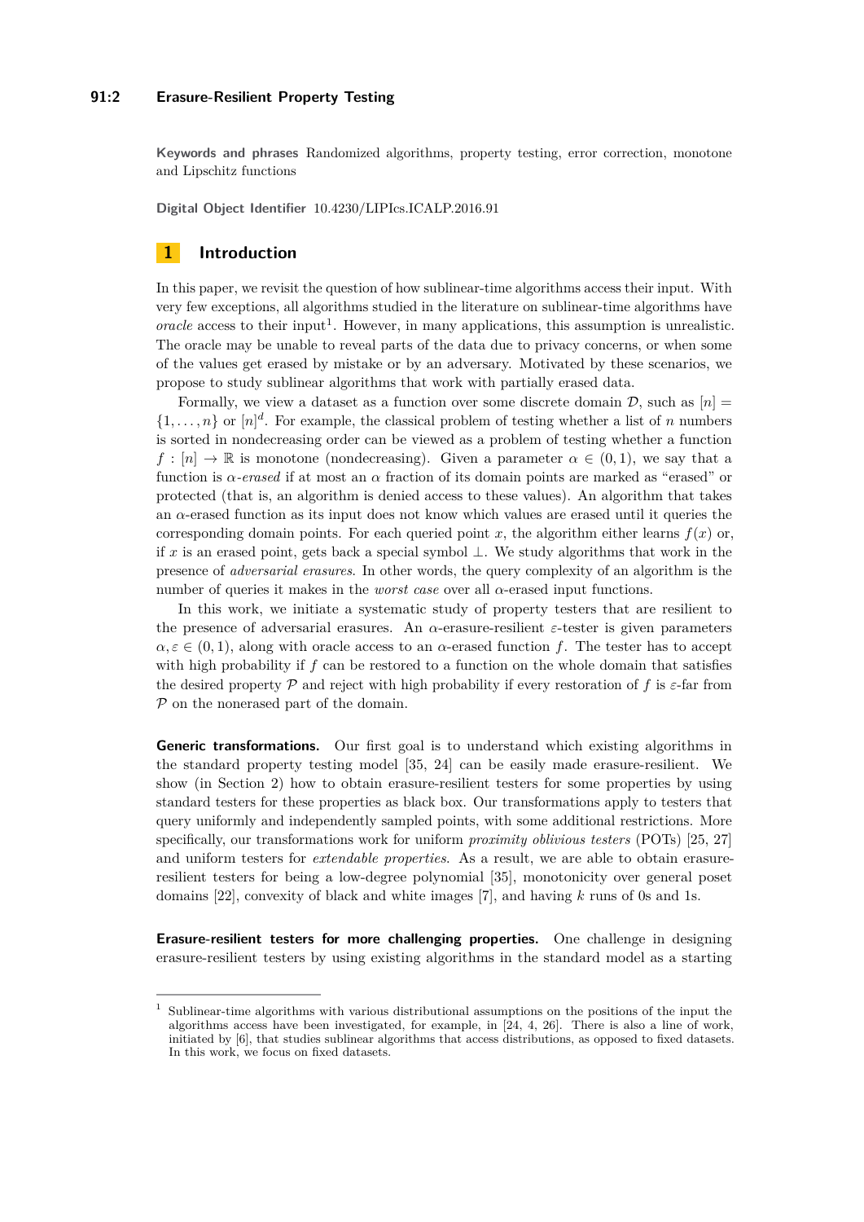**Keywords and phrases** Randomized algorithms, property testing, error correction, monotone and Lipschitz functions

**Digital Object Identifier** 10.4230/LIPIcs.ICALP.2016.91

# 1 Introduction

In this paper, we revisit the question of how sublinear-time algorithms access their input. With very few exceptions, all algorithms studied in the literature on sublinear-time algorithms have *oracle* access to their input[1]. However, in many applications, this assumption is unrealistic. The oracle may be unable to reveal parts of the data due to privacy concerns, or when some of the values get erased by mistake or by an adversary. Motivated by these scenarios, we propose to study sublinear algorithms that work with partially erased data.

Formally, we view a dataset as a function over some discrete domain $\mathcal{D}$, such as $[n] = \{1, \ldots, n\}$ or $[n]^d$. For example, the classical problem of testing whether a list of $n$ numbers is sorted in nondecreasing order can be viewed as a problem of testing whether a function $f : [n] \to \mathbb{R}$ is monotone (nondecreasing). Given a parameter $\alpha \in (0, 1)$, we say that a function is $\alpha$-*erased* if at most an $\alpha$ fraction of its domain points are marked as "erased" or protected (that is, an algorithm is denied access to these values). An algorithm that takes an $\alpha$-erased function as its input does not know which values are erased until it queries the corresponding domain points. For each queried point $x$, the algorithm either learns $f(x)$ or, if $x$ is an erased point, gets back a special symbol $\perp$. We study algorithms that work in the presence of *adversarial erasures*. In other words, the query complexity of an algorithm is the number of queries it makes in the *worst case* over all $\alpha$-erased input functions.

In this work, we initiate a systematic study of property testers that are resilient to the presence of adversarial erasures. An $\alpha$-erasure-resilient $\varepsilon$-tester is given parameters $\alpha, \varepsilon \in (0, 1)$, along with oracle access to an $\alpha$-erased function $f$. The tester has to accept with high probability if $f$ can be restored to a function on the whole domain that satisfies the desired property $\mathcal{P}$ and reject with high probability if every restoration of $f$ is $\varepsilon$-far from $\mathcal{P}$ on the nonerased part of the domain.

**Generic transformations.** Our first goal is to understand which existing algorithms in the standard property testing model [35, 24] can be easily made erasure-resilient. We show (in Section 2) how to obtain erasure-resilient testers for some properties by using standard testers for these properties as black box. Our transformations apply to testers that query uniformly and independently sampled points, with some additional restrictions. More specifically, our transformations work for uniform *proximity oblivious testers* (POTs) [25, 27] and uniform testers for *extendable properties*. As a result, we are able to obtain erasure-resilient testers for being a low-degree polynomial [35], monotonicity over general poset domains [22], convexity of black and white images [7], and having $k$ runs of 0s and 1s.

**Erasure-resilient testers for more challenging properties.** One challenge in designing erasure-resilient testers by using existing algorithms in the standard model as a starting

[1] Sublinear-time algorithms with various distributional assumptions on the positions of the input the algorithms access have been investigated, for example, in [24, 4, 26]. There is also a line of work, initiated by [6], that studies sublinear algorithms that access distributions, as opposed to fixed datasets. In this work, we focus on fixed datasets.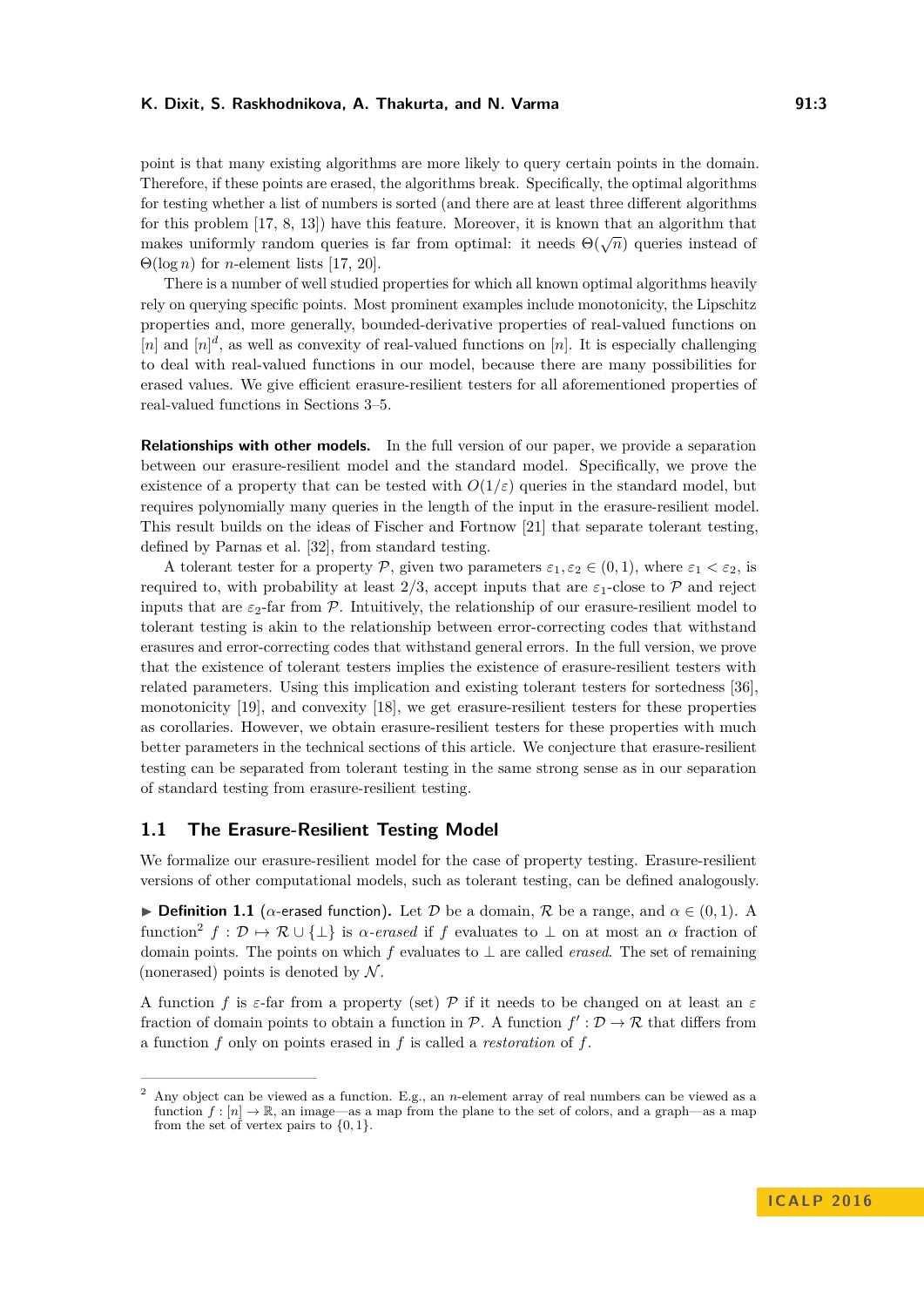point is that many existing algorithms are more likely to query certain points in the domain. Therefore, if these points are erased, the algorithms break. Specifically, the optimal algorithms for testing whether a list of numbers is sorted (and there are at least three different algorithms for this problem [17, 8, 13]) have this feature. Moreover, it is known that an algorithm that makes uniformly random queries is far from optimal: it needs $\Theta(\sqrt{n})$ queries instead of $\Theta(\log n)$ for $n$-element lists [17, 20].

There is a number of well studied properties for which all known optimal algorithms heavily rely on querying specific points. Most prominent examples include monotonicity, the Lipschitz properties and, more generally, bounded-derivative properties of real-valued functions on $[n]$ and $[n]^d$, as well as convexity of real-valued functions on $[n]$. It is especially challenging to deal with real-valued functions in our model, because there are many possibilities for erased values. We give efficient erasure-resilient testers for all aforementioned properties of real-valued functions in Sections 3–5.

**Relationships with other models.** In the full version of our paper, we provide a separation between our erasure-resilient model and the standard model. Specifically, we prove the existence of a property that can be tested with $O(1/\varepsilon)$ queries in the standard model, but requires polynomially many queries in the length of the input in the erasure-resilient model. This result builds on the ideas of Fischer and Fortnow [21] that separate tolerant testing, defined by Parnas et al. [32], from standard testing.

A tolerant tester for a property $\mathcal{P}$, given two parameters $\varepsilon_1, \varepsilon_2 \in (0, 1)$, where $\varepsilon_1 < \varepsilon_2$, is required to, with probability at least 2/3, accept inputs that are $\varepsilon_1$-close to $\mathcal{P}$ and reject inputs that are $\varepsilon_2$-far from $\mathcal{P}$. Intuitively, the relationship of our erasure-resilient model to tolerant testing is akin to the relationship between error-correcting codes that withstand erasures and error-correcting codes that withstand general errors. In the full version, we prove that the existence of tolerant testers implies the existence of erasure-resilient testers with related parameters. Using this implication and existing tolerant testers for sortedness [36], monotonicity [19], and convexity [18], we get erasure-resilient testers for these properties as corollaries. However, we obtain erasure-resilient testers for these properties with much better parameters in the technical sections of this article. We conjecture that erasure-resilient testing can be separated from tolerant testing in the same strong sense as in our separation of standard testing from erasure-resilient testing.

## 1.1 The Erasure-Resilient Testing Model

We formalize our erasure-resilient model for the case of property testing. Erasure-resilient versions of other computational models, such as tolerant testing, can be defined analogously.

▶ **Definition 1.1** ($\alpha$-erased function)**.** Let $\mathcal{D}$ be a domain, $\mathcal{R}$ be a range, and $\alpha \in (0, 1)$. A function[2] $f : \mathcal{D} \mapsto \mathcal{R} \cup \{\perp\}$ is *$\alpha$-erased* if $f$ evaluates to $\perp$ on at most an $\alpha$ fraction of domain points. The points on which $f$ evaluates to $\perp$ are called *erased*. The set of remaining (nonerased) points is denoted by $\mathcal{N}$.

A function $f$ is $\varepsilon$-far from a property (set) $\mathcal{P}$ if it needs to be changed on at least an $\varepsilon$ fraction of domain points to obtain a function in $\mathcal{P}$. A function $f' : \mathcal{D} \to \mathcal{R}$ that differs from a function $f$ only on points erased in $f$ is called a *restoration* of $f$.

---

[2] Any object can be viewed as a function. E.g., an $n$-element array of real numbers can be viewed as a function $f : [n] \to \mathbb{R}$, an image—as a map from the plane to the set of colors, and a graph—as a map from the set of vertex pairs to $\{0, 1\}$.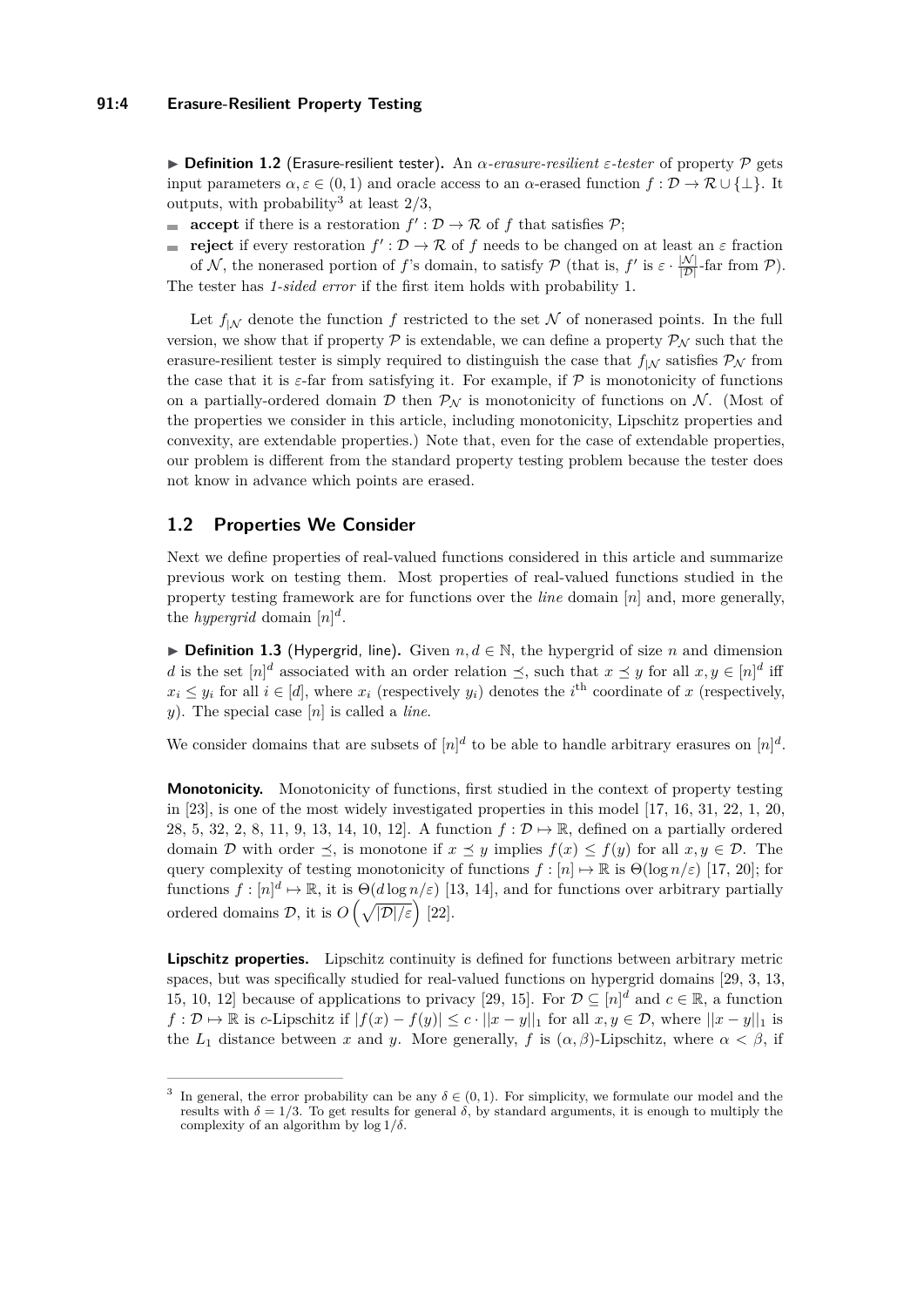▶ **Definition 1.2** (Erasure-resilient tester)**.** An *$\alpha$-erasure-resilient $\varepsilon$-tester* of property $\mathcal{P}$ gets input parameters $\alpha, \varepsilon \in (0,1)$ and oracle access to an $\alpha$-erased function $f : \mathcal{D} \to \mathcal{R} \cup \{\perp\}$. It outputs, with probability[3] at least $2/3$,

- **accept** if there is a restoration $f' : \mathcal{D} \to \mathcal{R}$ of $f$ that satisfies $\mathcal{P}$;
- **reject** if every restoration $f' : \mathcal{D} \to \mathcal{R}$ of $f$ needs to be changed on at least an $\varepsilon$ fraction of $\mathcal{N}$, the nonerased portion of $f$'s domain, to satisfy $\mathcal{P}$ (that is, $f'$ is $\varepsilon \cdot \frac{|\mathcal{N}|}{|\mathcal{D}|}$-far from $\mathcal{P}$).

The tester has *1-sided error* if the first item holds with probability 1.

Let $f_{|\mathcal{N}}$ denote the function $f$ restricted to the set $\mathcal{N}$ of nonerased points. In the full version, we show that if property $\mathcal{P}$ is extendable, we can define a property $\mathcal{P}_{\mathcal{N}}$ such that the erasure-resilient tester is simply required to distinguish the case that $f_{|\mathcal{N}}$ satisfies $\mathcal{P}_{\mathcal{N}}$ from the case that it is $\varepsilon$-far from satisfying it. For example, if $\mathcal{P}$ is monotonicity of functions on a partially-ordered domain $\mathcal{D}$ then $\mathcal{P}_{\mathcal{N}}$ is monotonicity of functions on $\mathcal{N}$. (Most of the properties we consider in this article, including monotonicity, Lipschitz properties and convexity, are extendable properties.) Note that, even for the case of extendable properties, our problem is different from the standard property testing problem because the tester does not know in advance which points are erased.

## 1.2 Properties We Consider

Next we define properties of real-valued functions considered in this article and summarize previous work on testing them. Most properties of real-valued functions studied in the property testing framework are for functions over the *line* domain $[n]$ and, more generally, the *hypergrid* domain $[n]^d$.

▶ **Definition 1.3** (Hypergrid, line)**.** Given $n, d \in \mathbb{N}$, the hypergrid of size $n$ and dimension $d$ is the set $[n]^d$ associated with an order relation $\preceq$, such that $x \preceq y$ for all $x, y \in [n]^d$ iff $x_i \leq y_i$ for all $i \in [d]$, where $x_i$ (respectively $y_i$) denotes the $i^{\text{th}}$ coordinate of $x$ (respectively, $y$). The special case $[n]$ is called a *line*.

We consider domains that are subsets of $[n]^d$ to be able to handle arbitrary erasures on $[n]^d$.

**Monotonicity.** Monotonicity of functions, first studied in the context of property testing in [23], is one of the most widely investigated properties in this model [17, 16, 31, 22, 1, 20, 28, 5, 32, 2, 8, 11, 9, 13, 14, 10, 12]. A function $f : \mathcal{D} \mapsto \mathbb{R}$, defined on a partially ordered domain $\mathcal{D}$ with order $\preceq$, is monotone if $x \preceq y$ implies $f(x) \leq f(y)$ for all $x, y \in \mathcal{D}$. The query complexity of testing monotonicity of functions $f : [n] \mapsto \mathbb{R}$ is $\Theta(\log n/\varepsilon)$ [17, 20]; for functions $f : [n]^d \mapsto \mathbb{R}$, it is $\Theta(d \log n/\varepsilon)$ [13, 14], and for functions over arbitrary partially ordered domains $\mathcal{D}$, it is $O\left(\sqrt{|\mathcal{D}|/\varepsilon}\right)$ [22].

**Lipschitz properties.** Lipschitz continuity is defined for functions between arbitrary metric spaces, but was specifically studied for real-valued functions on hypergrid domains [29, 3, 13, 15, 10, 12] because of applications to privacy [29, 15]. For $\mathcal{D} \subseteq [n]^d$ and $c \in \mathbb{R}$, a function $f : \mathcal{D} \mapsto \mathbb{R}$ is $c$-Lipschitz if $|f(x) - f(y)| \leq c \cdot ||x - y||_1$ for all $x, y \in \mathcal{D}$, where $||x - y||_1$ is the $L_1$ distance between $x$ and $y$. More generally, $f$ is $(\alpha, \beta)$-Lipschitz, where $\alpha < \beta$, if

[3] In general, the error probability can be any $\delta \in (0, 1)$. For simplicity, we formulate our model and the results with $\delta = 1/3$. To get results for general $\delta$, by standard arguments, it is enough to multiply the complexity of an algorithm by $\log 1/\delta$.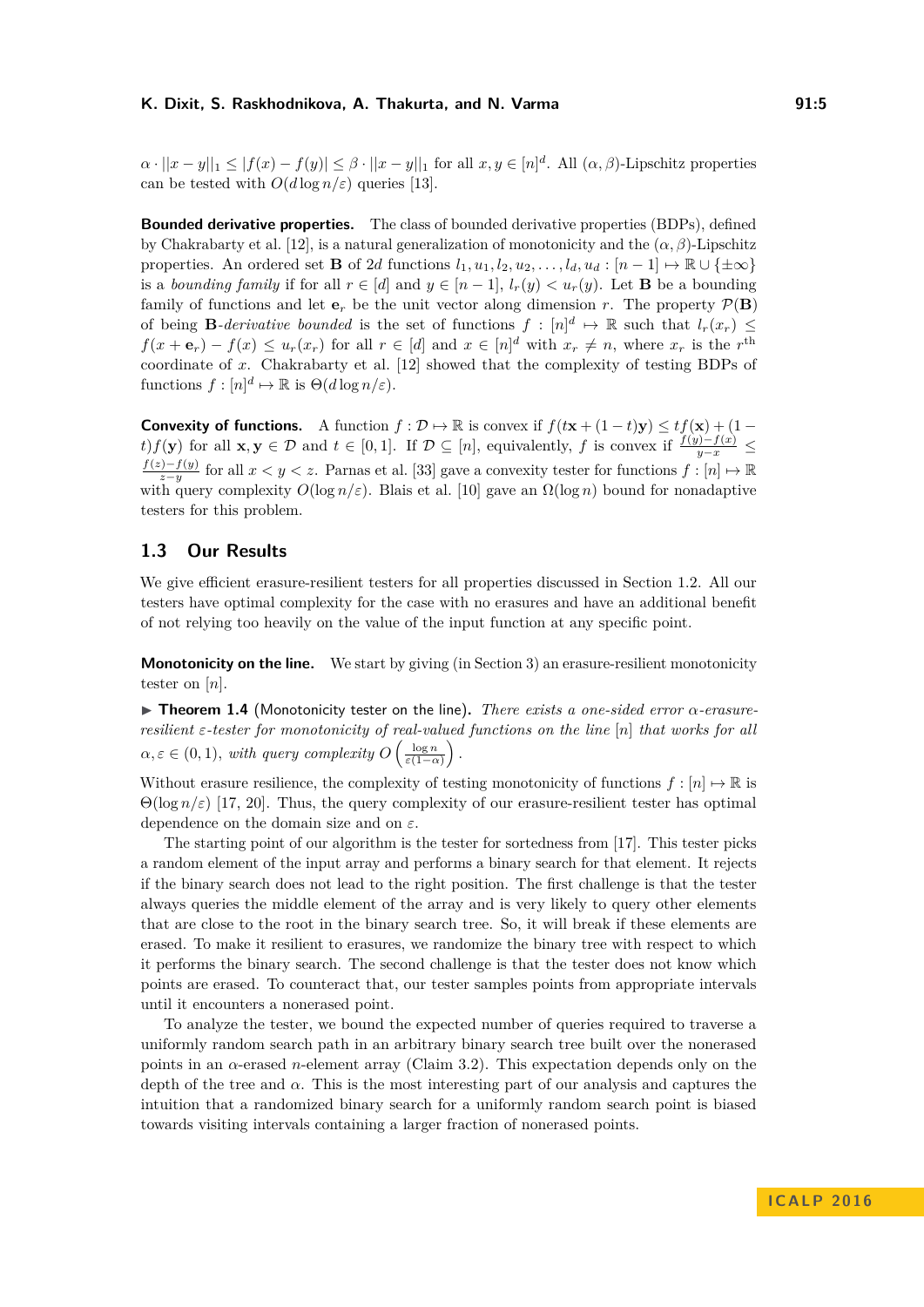$\alpha \cdot ||x - y||_1 \leq |f(x) - f(y)| \leq \beta \cdot ||x - y||_1$ for all $x, y \in [n]^d$. All $(\alpha, \beta)$-Lipschitz properties can be tested with $O(d \log n/\varepsilon)$ queries [13].

**Bounded derivative properties.** The class of bounded derivative properties (BDPs), defined by Chakrabarty et al. [12], is a natural generalization of monotonicity and the $(\alpha, \beta)$-Lipschitz properties. An ordered set $\mathbf{B}$ of $2d$ functions $l_1, u_1, l_2, u_2, \ldots, l_d, u_d : [n-1] \mapsto \mathbb{R} \cup \{\pm\infty\}$ is a *bounding family* if for all $r \in [d]$ and $y \in [n-1]$, $l_r(y) < u_r(y)$. Let $\mathbf{B}$ be a bounding family of functions and let $\mathbf{e}_r$ be the unit vector along dimension $r$. The property $\mathcal{P}(\mathbf{B})$ of being $\mathbf{B}$-*derivative bounded* is the set of functions $f : [n]^d \mapsto \mathbb{R}$ such that $l_r(x_r) \leq f(x + \mathbf{e}_r) - f(x) \leq u_r(x_r)$ for all $r \in [d]$ and $x \in [n]^d$ with $x_r \neq n$, where $x_r$ is the $r^{\text{th}}$ coordinate of $x$. Chakrabarty et al. [12] showed that the complexity of testing BDPs of functions $f : [n]^d \mapsto \mathbb{R}$ is $\Theta(d \log n/\varepsilon)$.

**Convexity of functions.** A function $f : \mathcal{D} \mapsto \mathbb{R}$ is convex if $f(t\mathbf{x} + (1-t)\mathbf{y}) \leq tf(\mathbf{x}) + (1-t)f(\mathbf{y})$ for all $\mathbf{x}, \mathbf{y} \in \mathcal{D}$ and $t \in [0, 1]$. If $\mathcal{D} \subseteq [n]$, equivalently, $f$ is convex if $\frac{f(y)-f(x)}{y-x} \leq \frac{f(z)-f(y)}{z-y}$ for all $x < y < z$. Parnas et al. [33] gave a convexity tester for functions $f : [n] \mapsto \mathbb{R}$ with query complexity $O(\log n/\varepsilon)$. Blais et al. [10] gave an $\Omega(\log n)$ bound for nonadaptive testers for this problem.

## 1.3 Our Results

We give efficient erasure-resilient testers for all properties discussed in Section 1.2. All our testers have optimal complexity for the case with no erasures and have an additional benefit of not relying too heavily on the value of the input function at any specific point.

**Monotonicity on the line.** We start by giving (in Section 3) an erasure-resilient monotonicity tester on $[n]$.

▶ **Theorem 1.4** (Monotonicity tester on the line). *There exists a one-sided error $\alpha$-erasure-resilient $\varepsilon$-tester for monotonicity of real-valued functions on the line $[n]$ that works for all $\alpha, \varepsilon \in (0, 1)$, with query complexity $O\left(\frac{\log n}{\varepsilon(1-\alpha)}\right)$.*

Without erasure resilience, the complexity of testing monotonicity of functions $f : [n] \mapsto \mathbb{R}$ is $\Theta(\log n/\varepsilon)$ [17, 20]. Thus, the query complexity of our erasure-resilient tester has optimal dependence on the domain size and on $\varepsilon$.

The starting point of our algorithm is the tester for sortedness from [17]. This tester picks a random element of the input array and performs a binary search for that element. It rejects if the binary search does not lead to the right position. The first challenge is that the tester always queries the middle element of the array and is very likely to query other elements that are close to the root in the binary search tree. So, it will break if these elements are erased. To make it resilient to erasures, we randomize the binary tree with respect to which it performs the binary search. The second challenge is that the tester does not know which points are erased. To counteract that, our tester samples points from appropriate intervals until it encounters a nonerased point.

To analyze the tester, we bound the expected number of queries required to traverse a uniformly random search path in an arbitrary binary search tree built over the nonerased points in an $\alpha$-erased $n$-element array (Claim 3.2). This expectation depends only on the depth of the tree and $\alpha$. This is the most interesting part of our analysis and captures the intuition that a randomized binary search for a uniformly random search point is biased towards visiting intervals containing a larger fraction of nonerased points.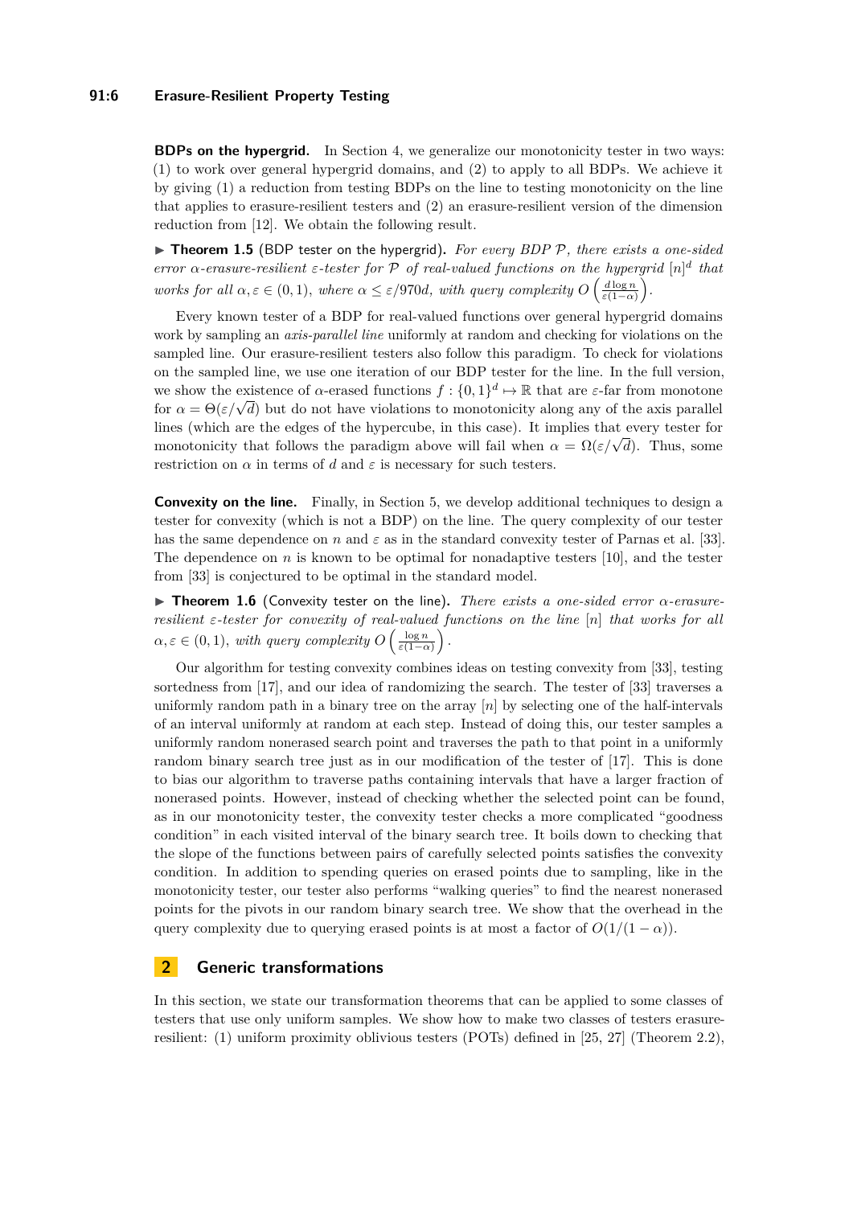**BDPs on the hypergrid.** In Section 4, we generalize our monotonicity tester in two ways: (1) to work over general hypergrid domains, and (2) to apply to all BDPs. We achieve it by giving (1) a reduction from testing BDPs on the line to testing monotonicity on the line that applies to erasure-resilient testers and (2) an erasure-resilient version of the dimension reduction from [12]. We obtain the following result.

▶ **Theorem 1.5** (BDP tester on the hypergrid)**.** *For every BDP $\mathcal{P}$, there exists a one-sided error $\alpha$-erasure-resilient $\varepsilon$-tester for $\mathcal{P}$ of real-valued functions on the hypergrid $[n]^d$ that works for all $\alpha, \varepsilon \in (0,1)$, where $\alpha \leq \varepsilon/970d$, with query complexity $O\left(\frac{d \log n}{\varepsilon(1-\alpha)}\right)$.*

Every known tester of a BDP for real-valued functions over general hypergrid domains work by sampling an *axis-parallel line* uniformly at random and checking for violations on the sampled line. Our erasure-resilient testers also follow this paradigm. To check for violations on the sampled line, we use one iteration of our BDP tester for the line. In the full version, we show the existence of $\alpha$-erased functions $f : \{0,1\}^d \mapsto \mathbb{R}$ that are $\varepsilon$-far from monotone for $\alpha = \Theta(\varepsilon/\sqrt{d})$ but do not have violations to monotonicity along any of the axis parallel lines (which are the edges of the hypercube, in this case). It implies that every tester for monotonicity that follows the paradigm above will fail when $\alpha = \Omega(\varepsilon/\sqrt{d})$. Thus, some restriction on $\alpha$ in terms of $d$ and $\varepsilon$ is necessary for such testers.

**Convexity on the line.** Finally, in Section 5, we develop additional techniques to design a tester for convexity (which is not a BDP) on the line. The query complexity of our tester has the same dependence on $n$ and $\varepsilon$ as in the standard convexity tester of Parnas et al. [33]. The dependence on $n$ is known to be optimal for nonadaptive testers [10], and the tester from [33] is conjectured to be optimal in the standard model.

▶ **Theorem 1.6** (Convexity tester on the line)**.** *There exists a one-sided error $\alpha$-erasure-resilient $\varepsilon$-tester for convexity of real-valued functions on the line $[n]$ that works for all $\alpha, \varepsilon \in (0,1)$, with query complexity $O\left(\frac{\log n}{\varepsilon(1-\alpha)}\right)$.*

Our algorithm for testing convexity combines ideas on testing convexity from [33], testing sortedness from [17], and our idea of randomizing the search. The tester of [33] traverses a uniformly random path in a binary tree on the array $[n]$ by selecting one of the half-intervals of an interval uniformly at random at each step. Instead of doing this, our tester samples a uniformly random nonerased search point and traverses the path to that point in a uniformly random binary search tree just as in our modification of the tester of [17]. This is done to bias our algorithm to traverse paths containing intervals that have a larger fraction of nonerased points. However, instead of checking whether the selected point can be found, as in our monotonicity tester, the convexity tester checks a more complicated "goodness condition" in each visited interval of the binary search tree. It boils down to checking that the slope of the functions between pairs of carefully selected points satisfies the convexity condition. In addition to spending queries on erased points due to sampling, like in the monotonicity tester, our tester also performs "walking queries" to find the nearest nonerased points for the pivots in our random binary search tree. We show that the overhead in the query complexity due to querying erased points is at most a factor of $O(1/(1-\alpha))$.

## 2 Generic transformations

In this section, we state our transformation theorems that can be applied to some classes of testers that use only uniform samples. We show how to make two classes of testers erasure-resilient: (1) uniform proximity oblivious testers (POTs) defined in [25, 27] (Theorem 2.2),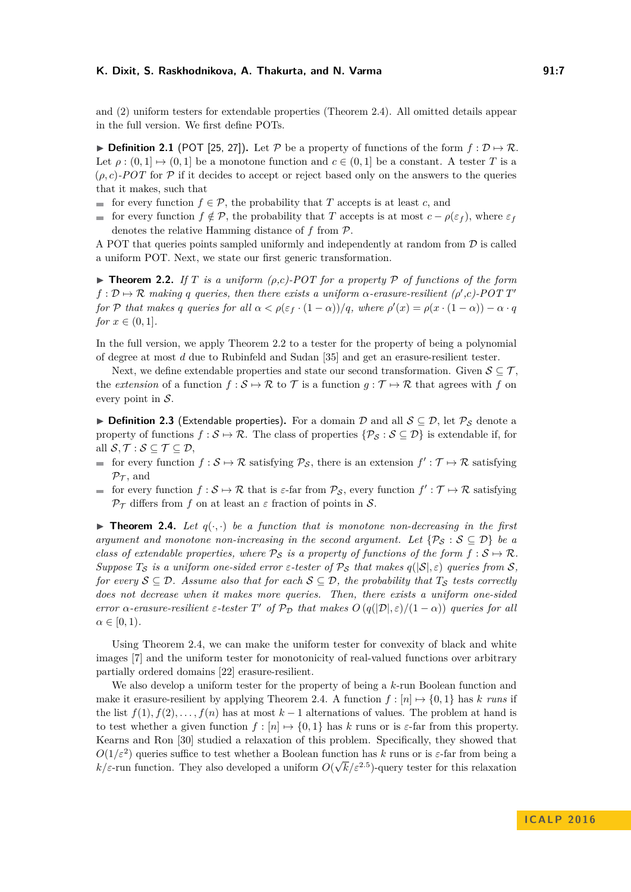and (2) uniform testers for extendable properties (Theorem 2.4). All omitted details appear in the full version. We first define POTs.

▶ **Definition 2.1** (POT [25, 27]). Let $\mathcal{P}$ be a property of functions of the form $f : \mathcal{D} \mapsto \mathcal{R}$. Let $\rho : (0, 1] \mapsto (0, 1]$ be a monotone function and $c \in (0, 1]$ be a constant. A tester $T$ is a *$(\rho, c)$-POT* for $\mathcal{P}$ if it decides to accept or reject based only on the answers to the queries that it makes, such that

- for every function $f \in \mathcal{P}$, the probability that $T$ accepts is at least $c$, and
- for every function $f \notin \mathcal{P}$, the probability that $T$ accepts is at most $c - \rho(\varepsilon_f)$, where $\varepsilon_f$ denotes the relative Hamming distance of $f$ from $\mathcal{P}$.

A POT that queries points sampled uniformly and independently at random from $\mathcal{D}$ is called a uniform POT. Next, we state our first generic transformation.

▶ **Theorem 2.2.** *If $T$ is a uniform $(\rho,c)$-POT for a property $\mathcal{P}$ of functions of the form $f : \mathcal{D} \mapsto \mathcal{R}$ making $q$ queries, then there exists a uniform $\alpha$-erasure-resilient $(\rho',c)$-POT $T'$ for $\mathcal{P}$ that makes $q$ queries for all $\alpha < \rho(\varepsilon_f \cdot (1 - \alpha))/q$, where $\rho'(x) = \rho(x \cdot (1 - \alpha)) - \alpha \cdot q$ for $x \in (0, 1]$.*

In the full version, we apply Theorem 2.2 to a tester for the property of being a polynomial of degree at most $d$ due to Rubinfeld and Sudan [35] and get an erasure-resilient tester.

Next, we define extendable properties and state our second transformation. Given $\mathcal{S} \subseteq \mathcal{T}$, the *extension* of a function $f : \mathcal{S} \mapsto \mathcal{R}$ to $\mathcal{T}$ is a function $g : \mathcal{T} \mapsto \mathcal{R}$ that agrees with $f$ on every point in $\mathcal{S}$.

▶ **Definition 2.3** (Extendable properties). For a domain $\mathcal{D}$ and all $\mathcal{S} \subseteq \mathcal{D}$, let $\mathcal{P}_\mathcal{S}$ denote a property of functions $f : \mathcal{S} \mapsto \mathcal{R}$. The class of properties $\{\mathcal{P}_\mathcal{S} : \mathcal{S} \subseteq \mathcal{D}\}$ is extendable if, for all $\mathcal{S}, \mathcal{T} : \mathcal{S} \subseteq \mathcal{T} \subseteq \mathcal{D}$,

- for every function $f : \mathcal{S} \mapsto \mathcal{R}$ satisfying $\mathcal{P}_\mathcal{S}$, there is an extension $f' : \mathcal{T} \mapsto \mathcal{R}$ satisfying $\mathcal{P}_\mathcal{T}$, and
- for every function $f : \mathcal{S} \mapsto \mathcal{R}$ that is $\varepsilon$-far from $\mathcal{P}_\mathcal{S}$, every function $f' : \mathcal{T} \mapsto \mathcal{R}$ satisfying $\mathcal{P}_\mathcal{T}$ differs from $f$ on at least an $\varepsilon$ fraction of points in $\mathcal{S}$.

▶ **Theorem 2.4.** *Let $q(\cdot, \cdot)$ be a function that is monotone non-decreasing in the first argument and monotone non-increasing in the second argument. Let $\{\mathcal{P}_\mathcal{S} : \mathcal{S} \subseteq \mathcal{D}\}$ be a class of extendable properties, where $\mathcal{P}_\mathcal{S}$ is a property of functions of the form $f : \mathcal{S} \mapsto \mathcal{R}$. Suppose $T_\mathcal{S}$ is a uniform one-sided error $\varepsilon$-tester of $\mathcal{P}_\mathcal{S}$ that makes $q(|\mathcal{S}|, \varepsilon)$ queries from $\mathcal{S}$, for every $\mathcal{S} \subseteq \mathcal{D}$. Assume also that for each $\mathcal{S} \subseteq \mathcal{D}$, the probability that $T_\mathcal{S}$ tests correctly does not decrease when it makes more queries. Then, there exists a uniform one-sided error $\alpha$-erasure-resilient $\varepsilon$-tester $T'$ of $\mathcal{P}_\mathcal{D}$ that makes $O\left(q(|\mathcal{D}|, \varepsilon)/(1 - \alpha)\right)$ queries for all $\alpha \in [0, 1)$.*

Using Theorem 2.4, we can make the uniform tester for convexity of black and white images [7] and the uniform tester for monotonicity of real-valued functions over arbitrary partially ordered domains [22] erasure-resilient.

We also develop a uniform tester for the property of being a $k$-run Boolean function and make it erasure-resilient by applying Theorem 2.4. A function $f : [n] \mapsto \{0, 1\}$ has *$k$ runs* if the list $f(1), f(2), \ldots, f(n)$ has at most $k - 1$ alternations of values. The problem at hand is to test whether a given function $f : [n] \mapsto \{0, 1\}$ has $k$ runs or is $\varepsilon$-far from this property. Kearns and Ron [30] studied a relaxation of this problem. Specifically, they showed that $O(1/\varepsilon^2)$ queries suffice to test whether a Boolean function has $k$ runs or is $\varepsilon$-far from being a $k/\varepsilon$-run function. They also developed a uniform $O(\sqrt{k}/\varepsilon^{2.5})$-query tester for this relaxation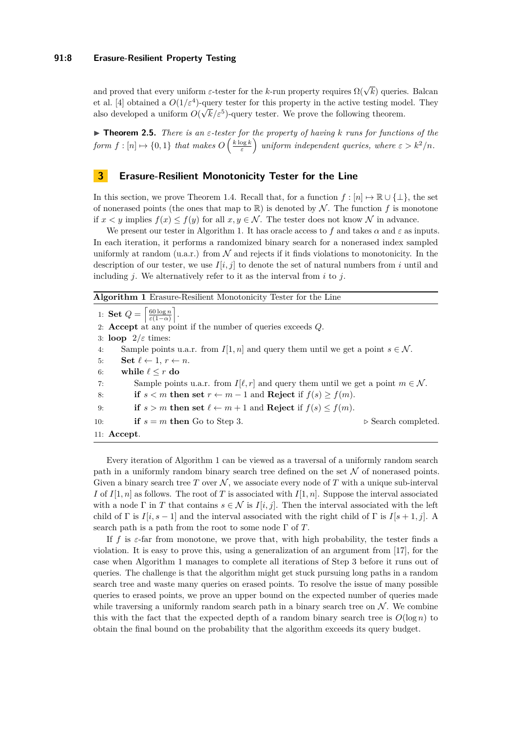and proved that every uniform $\varepsilon$-tester for the $k$-run property requires $\Omega(\sqrt{k})$ queries. Balcan et al. [4] obtained a $O(1/\varepsilon^4)$-query tester for this property in the active testing model. They also developed a uniform $O(\sqrt{k}/\varepsilon^5)$-query tester. We prove the following theorem.

▶ **Theorem 2.5.** *There is an $\varepsilon$-tester for the property of having $k$ runs for functions of the form $f : [n] \mapsto \{0,1\}$ that makes $O\left(\frac{k \log k}{\varepsilon}\right)$ uniform independent queries, where $\varepsilon > k^2/n$.*

## 3 Erasure-Resilient Monotonicity Tester for the Line

In this section, we prove Theorem 1.4. Recall that, for a function $f : [n] \mapsto \mathbb{R} \cup \{\perp\}$, the set of nonerased points (the ones that map to $\mathbb{R}$) is denoted by $\mathcal{N}$. The function $f$ is monotone if $x < y$ implies $f(x) \leq f(y)$ for all $x, y \in \mathcal{N}$. The tester does not know $\mathcal{N}$ in advance.

We present our tester in Algorithm 1. It has oracle access to $f$ and takes $\alpha$ and $\varepsilon$ as inputs. In each iteration, it performs a randomized binary search for a nonerased index sampled uniformly at random (u.a.r.) from $\mathcal{N}$ and rejects if it finds violations to monotonicity. In the description of our tester, we use $I[i,j]$ to denote the set of natural numbers from $i$ until and including $j$. We alternatively refer to it as the interval from $i$ to $j$.

**Algorithm 1** Erasure-Resilient Monotonicity Tester for the Line

```
1:  Set Q = ⌈60 log n / (ε(1−α))⌉.
2:  Accept at any point if the number of queries exceeds Q.
3:  loop 2/ε times:
4:      Sample points u.a.r. from I[1, n] and query them until we get a point s ∈ N.
5:      Set ℓ ← 1, r ← n.
6:      while ℓ ≤ r do
7:          Sample points u.a.r. from I[ℓ, r] and query them until we get a point m ∈ N.
8:          if s < m then set r ← m − 1 and Reject if f(s) ≥ f(m).
9:          if s > m then set ℓ ← m + 1 and Reject if f(s) ≤ f(m).
10:         if s = m then Go to Step 3.                          ▷ Search completed.
11: Accept.
```

Every iteration of Algorithm 1 can be viewed as a traversal of a uniformly random search path in a uniformly random binary search tree defined on the set $\mathcal{N}$ of nonerased points. Given a binary search tree $T$ over $\mathcal{N}$, we associate every node of $T$ with a unique sub-interval $I$ of $I[1,n]$ as follows. The root of $T$ is associated with $I[1,n]$. Suppose the interval associated with a node $\Gamma$ in $T$ that contains $s \in \mathcal{N}$ is $I[i,j]$. Then the interval associated with the left child of $\Gamma$ is $I[i, s-1]$ and the interval associated with the right child of $\Gamma$ is $I[s+1, j]$. A search path is a path from the root to some node $\Gamma$ of $T$.

If $f$ is $\varepsilon$-far from monotone, we prove that, with high probability, the tester finds a violation. It is easy to prove this, using a generalization of an argument from [17], for the case when Algorithm 1 manages to complete all iterations of Step 3 before it runs out of queries. The challenge is that the algorithm might get stuck pursuing long paths in a random search tree and waste many queries on erased points. To resolve the issue of many possible queries to erased points, we prove an upper bound on the expected number of queries made while traversing a uniformly random search path in a binary search tree on $\mathcal{N}$. We combine this with the fact that the expected depth of a random binary search tree is $O(\log n)$ to obtain the final bound on the probability that the algorithm exceeds its query budget.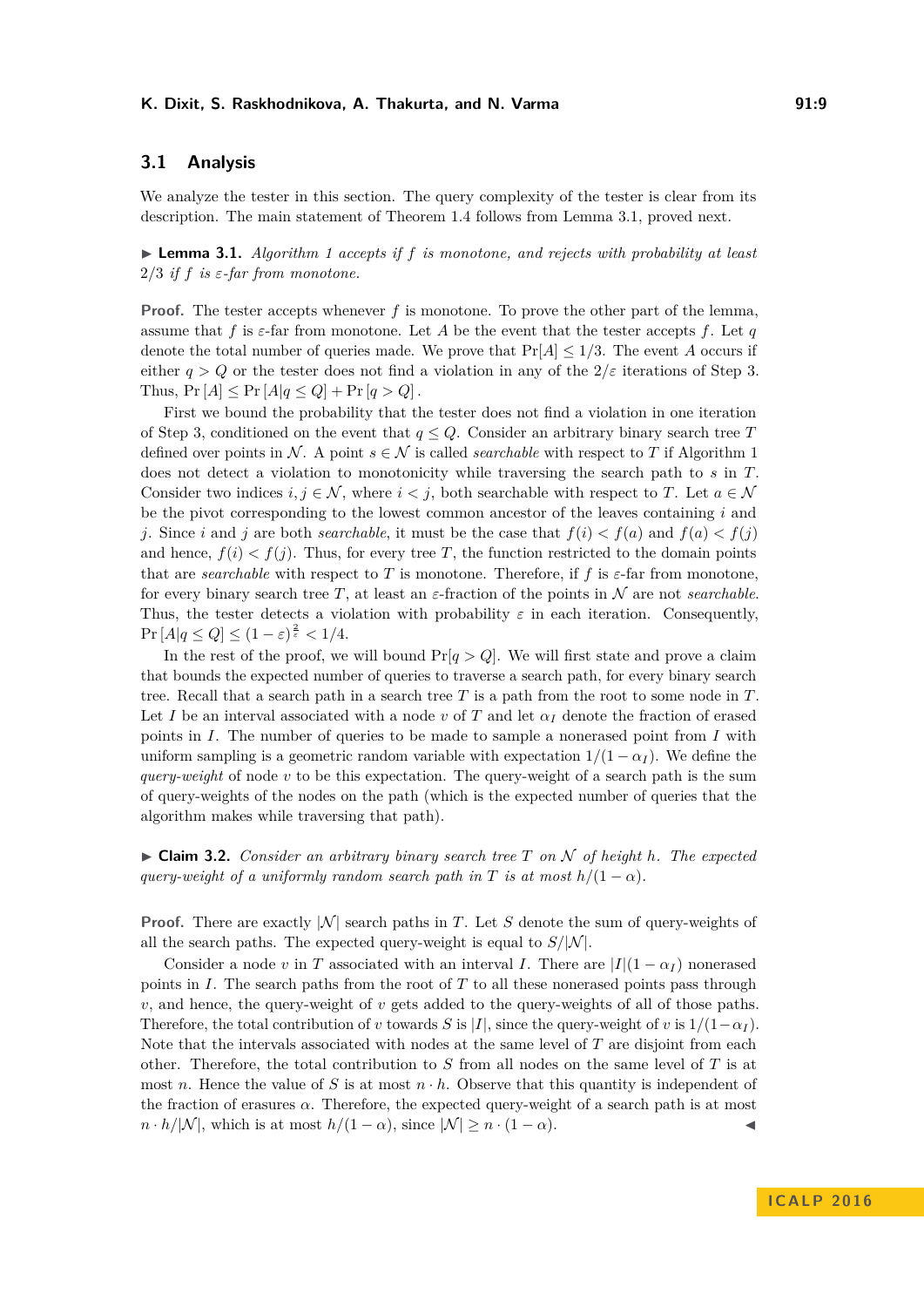## 3.1 Analysis

We analyze the tester in this section. The query complexity of the tester is clear from its description. The main statement of Theorem 1.4 follows from Lemma 3.1, proved next.

▶ **Lemma 3.1.** *Algorithm 1 accepts if $f$ is monotone, and rejects with probability at least $2/3$ if $f$ is $\varepsilon$-far from monotone.*

**Proof.** The tester accepts whenever $f$ is monotone. To prove the other part of the lemma, assume that $f$ is $\varepsilon$-far from monotone. Let $A$ be the event that the tester accepts $f$. Let $q$ denote the total number of queries made. We prove that $\Pr[A] \leq 1/3$. The event $A$ occurs if either $q > Q$ or the tester does not find a violation in any of the $2/\varepsilon$ iterations of Step 3. Thus, $\Pr[A] \leq \Pr[A|q \leq Q] + \Pr[q > Q]$.

First we bound the probability that the tester does not find a violation in one iteration of Step 3, conditioned on the event that $q \leq Q$. Consider an arbitrary binary search tree $T$ defined over points in $\mathcal{N}$. A point $s \in \mathcal{N}$ is called *searchable* with respect to $T$ if Algorithm 1 does not detect a violation to monotonicity while traversing the search path to $s$ in $T$. Consider two indices $i, j \in \mathcal{N}$, where $i < j$, both searchable with respect to $T$. Let $a \in \mathcal{N}$ be the pivot corresponding to the lowest common ancestor of the leaves containing $i$ and $j$. Since $i$ and $j$ are both *searchable*, it must be the case that $f(i) < f(a)$ and $f(a) < f(j)$ and hence, $f(i) < f(j)$. Thus, for every tree $T$, the function restricted to the domain points that are *searchable* with respect to $T$ is monotone. Therefore, if $f$ is $\varepsilon$-far from monotone, for every binary search tree $T$, at least an $\varepsilon$-fraction of the points in $\mathcal{N}$ are not *searchable*. Thus, the tester detects a violation with probability $\varepsilon$ in each iteration. Consequently, $\Pr[A|q \leq Q] \leq (1-\varepsilon)^{\frac{2}{\varepsilon}} < 1/4$.

In the rest of the proof, we will bound $\Pr[q > Q]$. We will first state and prove a claim that bounds the expected number of queries to traverse a search path, for every binary search tree. Recall that a search path in a search tree $T$ is a path from the root to some node in $T$. Let $I$ be an interval associated with a node $v$ of $T$ and let $\alpha_I$ denote the fraction of erased points in $I$. The number of queries to be made to sample a nonerased point from $I$ with uniform sampling is a geometric random variable with expectation $1/(1-\alpha_I)$. We define the *query-weight* of node $v$ to be this expectation. The query-weight of a search path is the sum of query-weights of the nodes on the path (which is the expected number of queries that the algorithm makes while traversing that path).

▶ **Claim 3.2.** *Consider an arbitrary binary search tree $T$ on $\mathcal{N}$ of height $h$. The expected query-weight of a uniformly random search path in $T$ is at most $h/(1-\alpha)$.*

**Proof.** There are exactly $|\mathcal{N}|$ search paths in $T$. Let $S$ denote the sum of query-weights of all the search paths. The expected query-weight is equal to $S/|\mathcal{N}|$.

Consider a node $v$ in $T$ associated with an interval $I$. There are $|I|(1-\alpha_I)$ nonerased points in $I$. The search paths from the root of $T$ to all these nonerased points pass through $v$, and hence, the query-weight of $v$ gets added to the query-weights of all of those paths. Therefore, the total contribution of $v$ towards $S$ is $|I|$, since the query-weight of $v$ is $1/(1-\alpha_I)$. Note that the intervals associated with nodes at the same level of $T$ are disjoint from each other. Therefore, the total contribution to $S$ from all nodes on the same level of $T$ is at most $n$. Hence the value of $S$ is at most $n \cdot h$. Observe that this quantity is independent of the fraction of erasures $\alpha$. Therefore, the expected query-weight of a search path is at most $n \cdot h/|\mathcal{N}|$, which is at most $h/(1-\alpha)$, since $|\mathcal{N}| \geq n \cdot (1-\alpha)$. ◀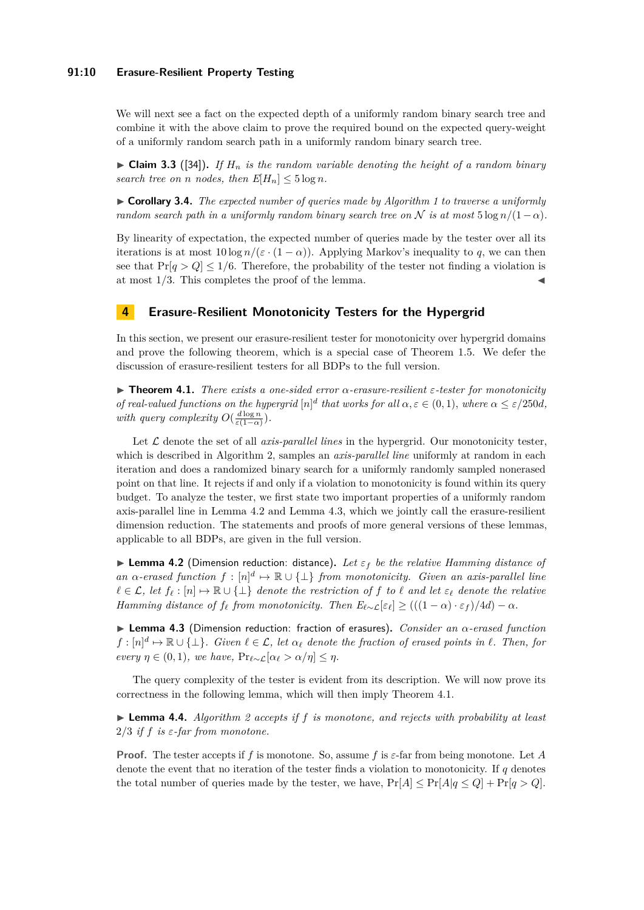We will next see a fact on the expected depth of a uniformly random binary search tree and combine it with the above claim to prove the required bound on the expected query-weight of a uniformly random search path in a uniformly random binary search tree.

▶ **Claim 3.3** ([34]). *If $H_n$ is the random variable denoting the height of a random binary search tree on $n$ nodes, then $E[H_n] \leq 5 \log n$.*

▶ **Corollary 3.4.** *The expected number of queries made by Algorithm 1 to traverse a uniformly random search path in a uniformly random binary search tree on $\mathcal{N}$ is at most $5 \log n/(1-\alpha)$.*

By linearity of expectation, the expected number of queries made by the tester over all its iterations is at most $10 \log n/(\varepsilon \cdot (1-\alpha))$. Applying Markov's inequality to $q$, we can then see that $\Pr[q > Q] \leq 1/6$. Therefore, the probability of the tester not finding a violation is at most $1/3$. This completes the proof of the lemma. ◀

## 4 Erasure-Resilient Monotonicity Testers for the Hypergrid

In this section, we present our erasure-resilient tester for monotonicity over hypergrid domains and prove the following theorem, which is a special case of Theorem 1.5. We defer the discussion of erasure-resilient testers for all BDPs to the full version.

▶ **Theorem 4.1.** *There exists a one-sided error $\alpha$-erasure-resilient $\varepsilon$-tester for monotonicity of real-valued functions on the hypergrid $[n]^d$ that works for all $\alpha, \varepsilon \in (0,1)$, where $\alpha \leq \varepsilon/250d$, with query complexity $O(\frac{d \log n}{\varepsilon(1-\alpha)})$.*

Let $\mathcal{L}$ denote the set of all *axis-parallel lines* in the hypergrid. Our monotonicity tester, which is described in Algorithm 2, samples an *axis-parallel line* uniformly at random in each iteration and does a randomized binary search for a uniformly randomly sampled nonerased point on that line. It rejects if and only if a violation to monotonicity is found within its query budget. To analyze the tester, we first state two important properties of a uniformly random axis-parallel line in Lemma 4.2 and Lemma 4.3, which we jointly call the erasure-resilient dimension reduction. The statements and proofs of more general versions of these lemmas, applicable to all BDPs, are given in the full version.

▶ **Lemma 4.2** (Dimension reduction: distance). *Let $\varepsilon_f$ be the relative Hamming distance of an $\alpha$-erased function $f : [n]^d \mapsto \mathbb{R} \cup \{\perp\}$ from monotonicity. Given an axis-parallel line $\ell \in \mathcal{L}$, let $f_\ell : [n] \mapsto \mathbb{R} \cup \{\perp\}$ denote the restriction of $f$ to $\ell$ and let $\varepsilon_\ell$ denote the relative Hamming distance of $f_\ell$ from monotonicity. Then $E_{\ell \sim \mathcal{L}}[\varepsilon_\ell] \geq (((1-\alpha) \cdot \varepsilon_f)/4d) - \alpha$.*

▶ **Lemma 4.3** (Dimension reduction: fraction of erasures). *Consider an $\alpha$-erased function $f : [n]^d \mapsto \mathbb{R} \cup \{\perp\}$. Given $\ell \in \mathcal{L}$, let $\alpha_\ell$ denote the fraction of erased points in $\ell$. Then, for every $\eta \in (0,1)$, we have, $\Pr_{\ell \sim \mathcal{L}}[\alpha_\ell > \alpha/\eta] \leq \eta$.*

The query complexity of the tester is evident from its description. We will now prove its correctness in the following lemma, which will then imply Theorem 4.1.

▶ **Lemma 4.4.** *Algorithm 2 accepts if $f$ is monotone, and rejects with probability at least $2/3$ if $f$ is $\varepsilon$-far from monotone.*

**Proof.** The tester accepts if $f$ is monotone. So, assume $f$ is $\varepsilon$-far from being monotone. Let $A$ denote the event that no iteration of the tester finds a violation to monotonicity. If $q$ denotes the total number of queries made by the tester, we have, $\Pr[A] \leq \Pr[A | q \leq Q] + \Pr[q > Q]$.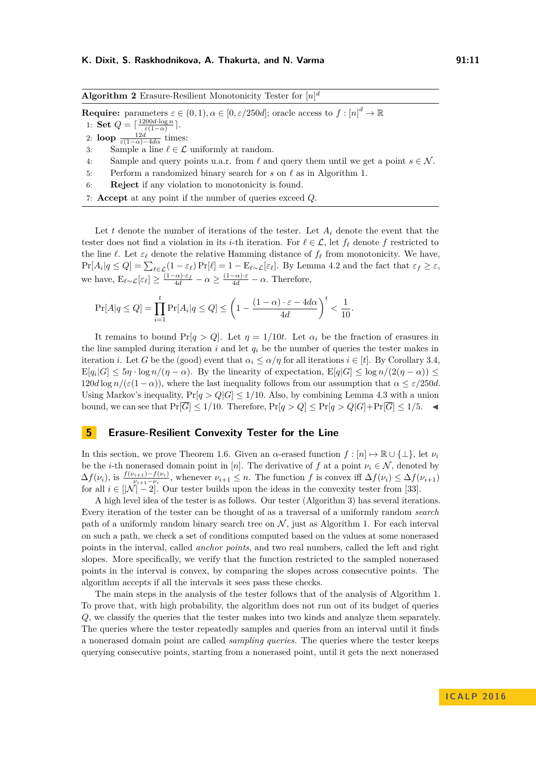**Algorithm 2** Erasure-Resilient Monotonicity Tester for $[n]^d$

**Require:** parameters $\varepsilon \in (0,1), \alpha \in [0, \varepsilon/250d]$; oracle access to $f : [n]^d \to \mathbb{R}$

1: **Set** $Q = \lceil \frac{1200d \cdot \log n}{\varepsilon(1-\alpha)} \rceil$.
2: **loop** $\frac{12d}{\varepsilon(1-\alpha)-4d\alpha}$ times:
3: Sample a line $\ell \in \mathcal{L}$ uniformly at random.
4: Sample and query points u.a.r. from $\ell$ and query them until we get a point $s \in \mathcal{N}$.
5: Perform a randomized binary search for $s$ on $\ell$ as in Algorithm 1.
6: **Reject** if any violation to monotonicity is found.
7: **Accept** at any point if the number of queries exceed $Q$.

Let $t$ denote the number of iterations of the tester. Let $A_i$ denote the event that the tester does not find a violation in its $i$-th iteration. For $\ell \in \mathcal{L}$, let $f_\ell$ denote $f$ restricted to the line $\ell$. Let $\varepsilon_\ell$ denote the relative Hamming distance of $f_\ell$ from monotonicity. We have, $\Pr[A_i | q \leq Q] = \sum_{\ell \in \mathcal{L}} (1 - \varepsilon_\ell) \Pr[\ell] = 1 - \mathrm{E}_{\ell \sim \mathcal{L}}[\varepsilon_\ell]$. By Lemma 4.2 and the fact that $\varepsilon_f \geq \varepsilon$, we have, $\mathrm{E}_{\ell \sim \mathcal{L}}[\varepsilon_\ell] \geq \frac{(1-\alpha)\cdot \varepsilon_f}{4d} - \alpha \geq \frac{(1-\alpha)\cdot\varepsilon}{4d} - \alpha$. Therefore,

$$\Pr[A | q \leq Q] = \prod_{i=1}^{t} \Pr[A_i | q \leq Q] \leq \left(1 - \frac{(1-\alpha)\cdot\varepsilon - 4d\alpha}{4d}\right)^t < \frac{1}{10}.$$

It remains to bound $\Pr[q > Q]$. Let $\eta = 1/10t$. Let $\alpha_i$ be the fraction of erasures in the line sampled during iteration $i$ and let $q_i$ be the number of queries the tester makes in iteration $i$. Let $G$ be the (good) event that $\alpha_i \leq \alpha/\eta$ for all iterations $i \in [t]$. By Corollary 3.4, $\mathrm{E}[q_i|G] \leq 5\eta \cdot \log n/(\eta - \alpha)$. By the linearity of expectation, $\mathrm{E}[q|G] \leq \log n/(2(\eta - \alpha)) \leq 120d \log n/(\varepsilon(1-\alpha))$, where the last inequality follows from our assumption that $\alpha \leq \varepsilon/250d$. Using Markov's inequality, $\Pr[q > Q|G] \leq 1/10$. Also, by combining Lemma 4.3 with a union bound, we can see that $\Pr[\overline{G}] \leq 1/10$. Therefore, $\Pr[q > Q] \leq \Pr[q > Q|G] + \Pr[\overline{G}] \leq 1/5$. ◀

## 5 Erasure-Resilient Convexity Tester for the Line

In this section, we prove Theorem 1.6. Given an $\alpha$-erased function $f : [n] \mapsto \mathbb{R} \cup \{\perp\}$, let $\nu_i$ be the $i$-th nonerased domain point in $[n]$. The derivative of $f$ at a point $\nu_i \in \mathcal{N}$, denoted by $\Delta f(\nu_i)$, is $\frac{f(\nu_{i+1}) - f(\nu_i)}{\nu_{i+1} - \nu_i}$, whenever $\nu_{i+1} \leq n$. The function $f$ is convex iff $\Delta f(\nu_i) \leq \Delta f(\nu_{i+1})$ for all $i \in [|\mathcal{N}| - 2]$. Our tester builds upon the ideas in the convexity tester from [33].

A high level idea of the tester is as follows. Our tester (Algorithm 3) has several iterations. Every iteration of the tester can be thought of as a traversal of a uniformly random *search* path of a uniformly random binary search tree on $\mathcal{N}$, just as Algorithm 1. For each interval on such a path, we check a set of conditions computed based on the values at some nonerased points in the interval, called *anchor points*, and two real numbers, called the left and right slopes. More specifically, we verify that the function restricted to the sampled nonerased points in the interval is convex, by comparing the slopes across consecutive points. The algorithm accepts if all the intervals it sees pass these checks.

The main steps in the analysis of the tester follows that of the analysis of Algorithm 1. To prove that, with high probability, the algorithm does not run out of its budget of queries $Q$, we classify the queries that the tester makes into two kinds and analyze them separately. The queries where the tester repeatedly samples and queries from an interval until it finds a nonerased domain point are called *sampling queries.* The queries where the tester keeps querying consecutive points, starting from a nonerased point, until it gets the next nonerased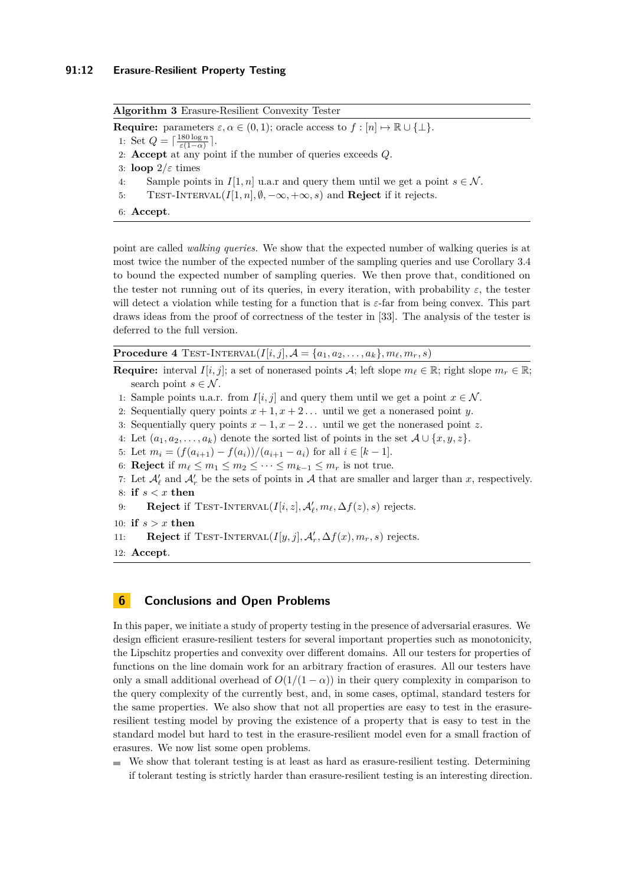**Algorithm 3** Erasure-Resilient Convexity Tester

**Require:** parameters $\varepsilon, \alpha \in (0,1)$; oracle access to $f : [n] \mapsto \mathbb{R} \cup \{\perp\}$.

1: Set $Q = \lceil \frac{180 \log n}{\varepsilon(1-\alpha)} \rceil$.
2: **Accept** at any point if the number of queries exceeds $Q$.
3: **loop** $2/\varepsilon$ times
4: Sample points in $I[1,n]$ u.a.r and query them until we get a point $s \in \mathcal{N}$.
5: Test-Interval$(I[1,n], \emptyset, -\infty, +\infty, s)$ and **Reject** if it rejects.
6: **Accept**.

point are called *walking queries*. We show that the expected number of walking queries is at most twice the number of the expected number of the sampling queries and use Corollary 3.4 to bound the expected number of sampling queries. We then prove that, conditioned on the tester not running out of its queries, in every iteration, with probability $\varepsilon$, the tester will detect a violation while testing for a function that is $\varepsilon$-far from being convex. This part draws ideas from the proof of correctness of the tester in [33]. The analysis of the tester is deferred to the full version.

**Procedure 4** Test-Interval$(I[i,j], \mathcal{A} = \{a_1, a_2, \ldots, a_k\}, m_\ell, m_r, s)$

**Require:** interval $I[i,j]$; a set of nonerased points $\mathcal{A}$; left slope $m_\ell \in \mathbb{R}$; right slope $m_r \in \mathbb{R}$; search point $s \in \mathcal{N}$.

1: Sample points u.a.r. from $I[i,j]$ and query them until we get a point $x \in \mathcal{N}$.
2: Sequentially query points $x+1, x+2 \ldots$ until we get a nonerased point $y$.
3: Sequentially query points $x-1, x-2 \ldots$ until we get the nonerased point $z$.
4: Let $(a_1, a_2, \ldots, a_k)$ denote the sorted list of points in the set $\mathcal{A} \cup \{x, y, z\}$.
5: Let $m_i = (f(a_{i+1}) - f(a_i))/(a_{i+1} - a_i)$ for all $i \in [k-1]$.
6: **Reject** if $m_\ell \leq m_1 \leq m_2 \leq \cdots \leq m_{k-1} \leq m_r$ is not true.
7: Let $\mathcal{A}'_\ell$ and $\mathcal{A}'_r$ be the sets of points in $\mathcal{A}$ that are smaller and larger than $x$, respectively.
8: **if** $s < x$ **then**
9: **Reject** if Test-Interval$(I[i,z], \mathcal{A}'_\ell, m_\ell, \Delta f(z), s)$ rejects.
10: **if** $s > x$ **then**
11: **Reject** if Test-Interval$(I[y,j], \mathcal{A}'_r, \Delta f(x), m_r, s)$ rejects.
12: **Accept**.

## 6 Conclusions and Open Problems

In this paper, we initiate a study of property testing in the presence of adversarial erasures. We design efficient erasure-resilient testers for several important properties such as monotonicity, the Lipschitz properties and convexity over different domains. All our testers for properties of functions on the line domain work for an arbitrary fraction of erasures. All our testers have only a small additional overhead of $O(1/(1-\alpha))$ in their query complexity in comparison to the query complexity of the currently best, and, in some cases, optimal, standard testers for the same properties. We also show that not all properties are easy to test in the erasure-resilient testing model by proving the existence of a property that is easy to test in the standard model but hard to test in the erasure-resilient model even for a small fraction of erasures. We now list some open problems.

- We show that tolerant testing is at least as hard as erasure-resilient testing. Determining if tolerant testing is strictly harder than erasure-resilient testing is an interesting direction.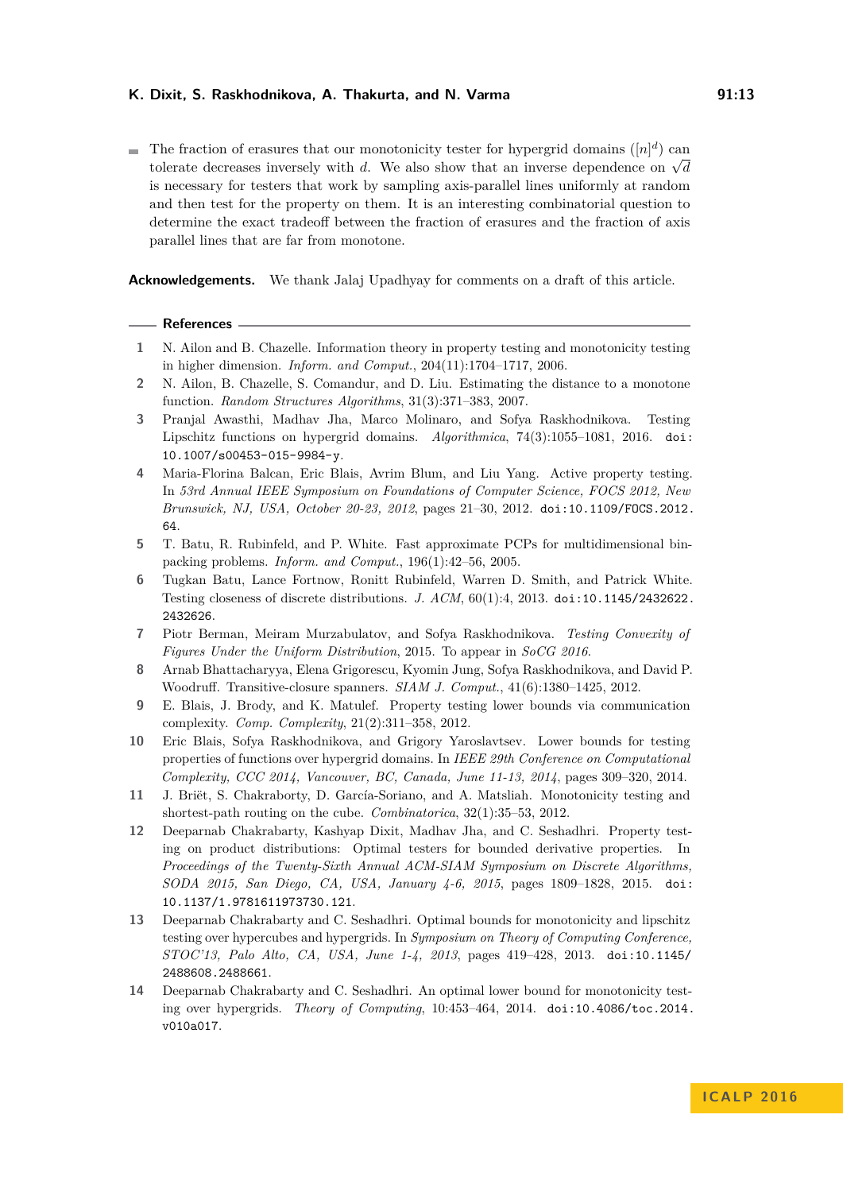- The fraction of erasures that our monotonicity tester for hypergrid domains ($[n]^d$) can tolerate decreases inversely with $d$. We also show that an inverse dependence on $\sqrt{d}$ is necessary for testers that work by sampling axis-parallel lines uniformly at random and then test for the property on them. It is an interesting combinatorial question to determine the exact tradeoff between the fraction of erasures and the fraction of axis parallel lines that are far from monotone.

**Acknowledgements.** We thank Jalaj Upadhyay for comments on a draft of this article.

## References

1. N. Ailon and B. Chazelle. Information theory in property testing and monotonicity testing in higher dimension. *Inform. and Comput.*, 204(11):1704–1717, 2006.
2. N. Ailon, B. Chazelle, S. Comandur, and D. Liu. Estimating the distance to a monotone function. *Random Structures Algorithms*, 31(3):371–383, 2007.
3. Pranjal Awasthi, Madhav Jha, Marco Molinaro, and Sofya Raskhodnikova. Testing Lipschitz functions on hypergrid domains. *Algorithmica*, 74(3):1055–1081, 2016. doi:10.1007/s00453-015-9984-y.
4. Maria-Florina Balcan, Eric Blais, Avrim Blum, and Liu Yang. Active property testing. In *53rd Annual IEEE Symposium on Foundations of Computer Science, FOCS 2012, New Brunswick, NJ, USA, October 20-23, 2012*, pages 21–30, 2012. doi:10.1109/FOCS.2012.64.
5. T. Batu, R. Rubinfeld, and P. White. Fast approximate PCPs for multidimensional bin-packing problems. *Inform. and Comput.*, 196(1):42–56, 2005.
6. Tugkan Batu, Lance Fortnow, Ronitt Rubinfeld, Warren D. Smith, and Patrick White. Testing closeness of discrete distributions. *J. ACM*, 60(1):4, 2013. doi:10.1145/2432622.2432626.
7. Piotr Berman, Meiram Murzabulatov, and Sofya Raskhodnikova. *Testing Convexity of Figures Under the Uniform Distribution*, 2015. To appear in *SoCG 2016*.
8. Arnab Bhattacharyya, Elena Grigorescu, Kyomin Jung, Sofya Raskhodnikova, and David P. Woodruff. Transitive-closure spanners. *SIAM J. Comput.*, 41(6):1380–1425, 2012.
9. E. Blais, J. Brody, and K. Matulef. Property testing lower bounds via communication complexity. *Comp. Complexity*, 21(2):311–358, 2012.
10. Eric Blais, Sofya Raskhodnikova, and Grigory Yaroslavtsev. Lower bounds for testing properties of functions over hypergrid domains. In *IEEE 29th Conference on Computational Complexity, CCC 2014, Vancouver, BC, Canada, June 11-13, 2014*, pages 309–320, 2014.
11. J. Briët, S. Chakraborty, D. García-Soriano, and A. Matsliah. Monotonicity testing and shortest-path routing on the cube. *Combinatorica*, 32(1):35–53, 2012.
12. Deeparnab Chakrabarty, Kashyap Dixit, Madhav Jha, and C. Seshadhri. Property testing on product distributions: Optimal testers for bounded derivative properties. In *Proceedings of the Twenty-Sixth Annual ACM-SIAM Symposium on Discrete Algorithms, SODA 2015, San Diego, CA, USA, January 4-6, 2015*, pages 1809–1828, 2015. doi:10.1137/1.9781611973730.121.
13. Deeparnab Chakrabarty and C. Seshadhri. Optimal bounds for monotonicity and lipschitz testing over hypercubes and hypergrids. In *Symposium on Theory of Computing Conference, STOC'13, Palo Alto, CA, USA, June 1-4, 2013*, pages 419–428, 2013. doi:10.1145/2488608.2488661.
14. Deeparnab Chakrabarty and C. Seshadhri. An optimal lower bound for monotonicity testing over hypergrids. *Theory of Computing*, 10:453–464, 2014. doi:10.4086/toc.2014.v010a017.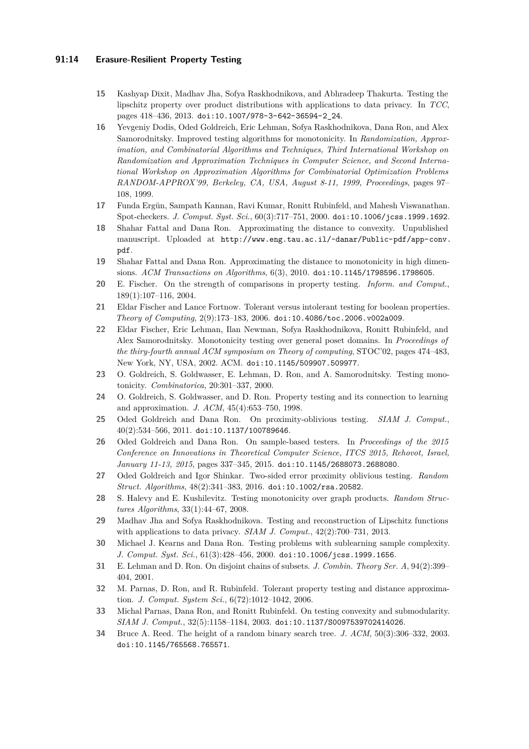15. Kashyap Dixit, Madhav Jha, Sofya Raskhodnikova, and Abhradeep Thakurta. Testing the lipschitz property over product distributions with applications to data privacy. In *TCC*, pages 418–436, 2013. doi:10.1007/978-3-642-36594-2_24.
16. Yevgeniy Dodis, Oded Goldreich, Eric Lehman, Sofya Raskhodnikova, Dana Ron, and Alex Samorodnitsky. Improved testing algorithms for monotonicity. In *Randomization, Approximation, and Combinatorial Algorithms and Techniques, Third International Workshop on Randomization and Approximation Techniques in Computer Science, and Second International Workshop on Approximation Algorithms for Combinatorial Optimization Problems RANDOM-APPROX'99, Berkeley, CA, USA, August 8-11, 1999, Proceedings*, pages 97–108, 1999.
17. Funda Ergün, Sampath Kannan, Ravi Kumar, Ronitt Rubinfeld, and Mahesh Viswanathan. Spot-checkers. *J. Comput. Syst. Sci.*, 60(3):717–751, 2000. doi:10.1006/jcss.1999.1692.
18. Shahar Fattal and Dana Ron. Approximating the distance to convexity. Unpublished manuscript. Uploaded at http://www.eng.tau.ac.il/~danar/Public-pdf/app-conv.pdf.
19. Shahar Fattal and Dana Ron. Approximating the distance to monotonicity in high dimensions. *ACM Transactions on Algorithms*, 6(3), 2010. doi:10.1145/1798596.1798605.
20. E. Fischer. On the strength of comparisons in property testing. *Inform. and Comput.*, 189(1):107–116, 2004.
21. Eldar Fischer and Lance Fortnow. Tolerant versus intolerant testing for boolean properties. *Theory of Computing*, 2(9):173–183, 2006. doi:10.4086/toc.2006.v002a009.
22. Eldar Fischer, Eric Lehman, Ilan Newman, Sofya Raskhodnikova, Ronitt Rubinfeld, and Alex Samorodnitsky. Monotonicity testing over general poset domains. In *Proceedings of the thiry-fourth annual ACM symposium on Theory of computing*, STOC'02, pages 474–483, New York, NY, USA, 2002. ACM. doi:10.1145/509907.509977.
23. O. Goldreich, S. Goldwasser, E. Lehman, D. Ron, and A. Samorodnitsky. Testing monotonicity. *Combinatorica*, 20:301–337, 2000.
24. O. Goldreich, S. Goldwasser, and D. Ron. Property testing and its connection to learning and approximation. *J. ACM*, 45(4):653–750, 1998.
25. Oded Goldreich and Dana Ron. On proximity-oblivious testing. *SIAM J. Comput.*, 40(2):534–566, 2011. doi:10.1137/100789646.
26. Oded Goldreich and Dana Ron. On sample-based testers. In *Proceedings of the 2015 Conference on Innovations in Theoretical Computer Science, ITCS 2015, Rehovot, Israel, January 11-13, 2015*, pages 337–345, 2015. doi:10.1145/2688073.2688080.
27. Oded Goldreich and Igor Shinkar. Two-sided error proximity oblivious testing. *Random Struct. Algorithms*, 48(2):341–383, 2016. doi:10.1002/rsa.20582.
28. S. Halevy and E. Kushilevitz. Testing monotonicity over graph products. *Random Structures Algorithms*, 33(1):44–67, 2008.
29. Madhav Jha and Sofya Raskhodnikova. Testing and reconstruction of Lipschitz functions with applications to data privacy. *SIAM J. Comput.*, 42(2):700–731, 2013.
30. Michael J. Kearns and Dana Ron. Testing problems with sublearning sample complexity. *J. Comput. Syst. Sci.*, 61(3):428–456, 2000. doi:10.1006/jcss.1999.1656.
31. E. Lehman and D. Ron. On disjoint chains of subsets. *J. Combin. Theory Ser. A*, 94(2):399–404, 2001.
32. M. Parnas, D. Ron, and R. Rubinfeld. Tolerant property testing and distance approximation. *J. Comput. System Sci.*, 6(72):1012–1042, 2006.
33. Michal Parnas, Dana Ron, and Ronitt Rubinfeld. On testing convexity and submodularity. *SIAM J. Comput.*, 32(5):1158–1184, 2003. doi:10.1137/S0097539702414026.
34. Bruce A. Reed. The height of a random binary search tree. *J. ACM*, 50(3):306–332, 2003. doi:10.1145/765568.765571.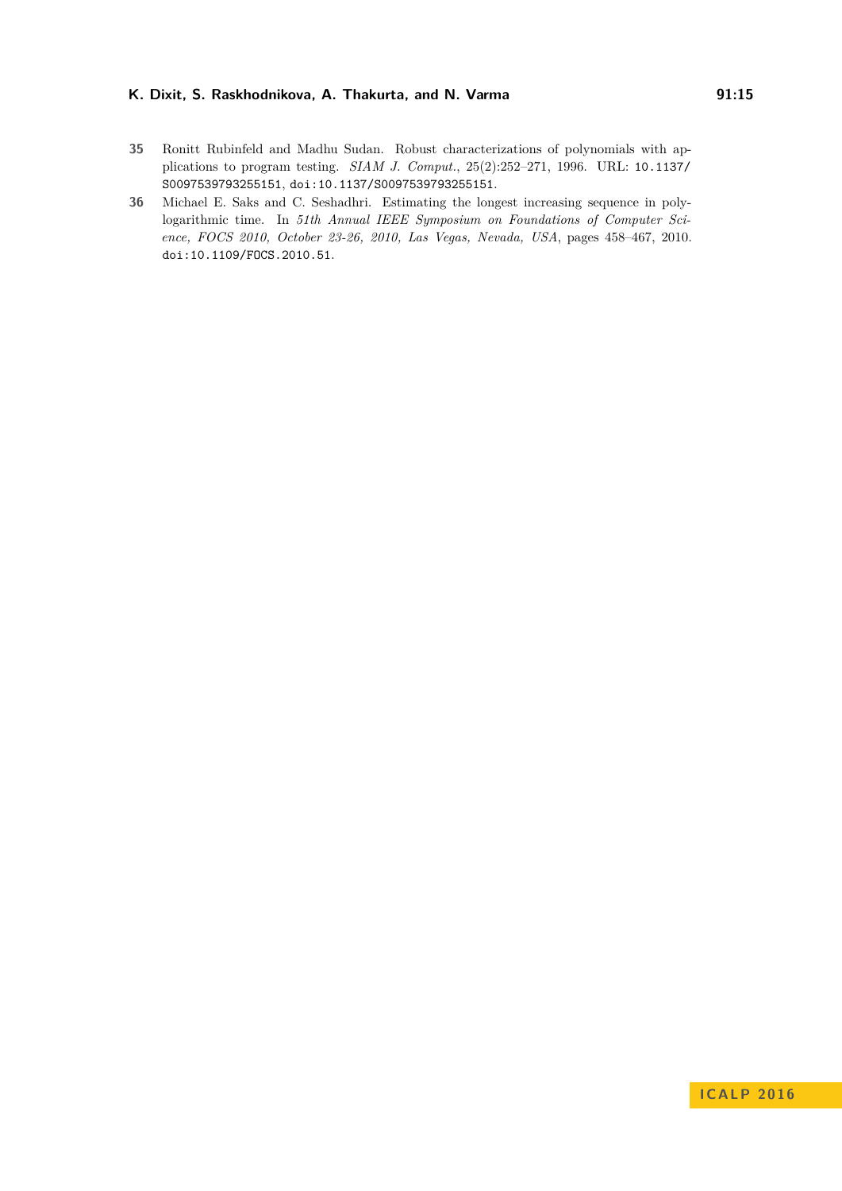35 Ronitt Rubinfeld and Madhu Sudan. Robust characterizations of polynomials with applications to program testing. *SIAM J. Comput.*, 25(2):252–271, 1996. URL: `10.1137/S0097539793255151`, `doi:10.1137/S0097539793255151`.

36 Michael E. Saks and C. Seshadhri. Estimating the longest increasing sequence in polylogarithmic time. In *51th Annual IEEE Symposium on Foundations of Computer Science, FOCS 2010, October 23-26, 2010, Las Vegas, Nevada, USA*, pages 458–467, 2010. `doi:10.1109/FOCS.2010.51`.